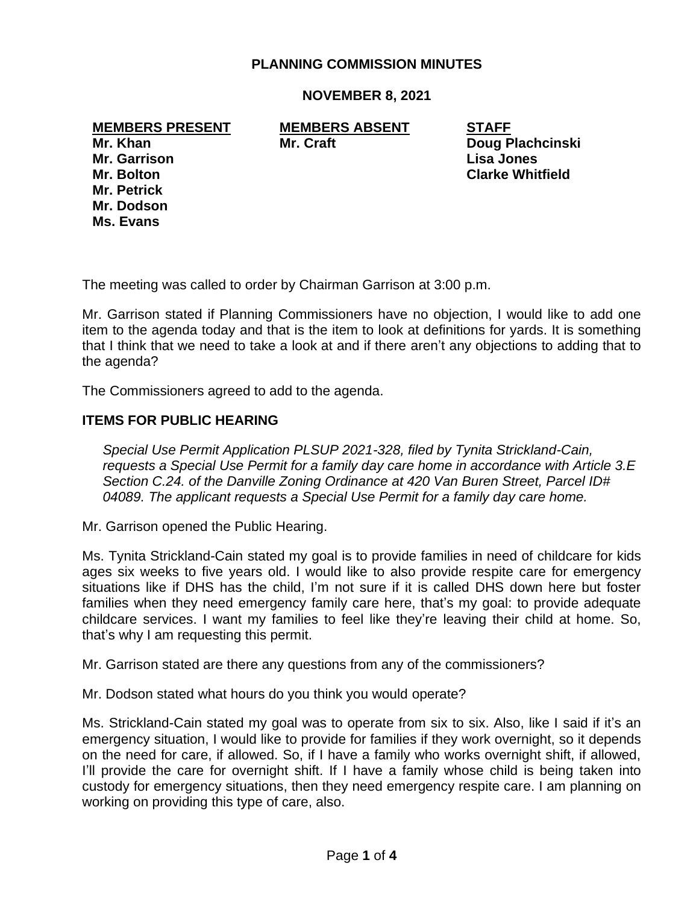**PLANNING COMMISSION MINUTES**

**NOVEMBER 8, 2021**

| **MEMBERS PRESENT** | **MEMBERS ABSENT** | **STAFF** |
|---|---|---|
| **Mr. Khan** | **Mr. Craft** | **Doug Plachcinski** |
| **Mr. Garrison** | | **Lisa Jones** |
| **Mr. Bolton** | | **Clarke Whitfield** |
| **Mr. Petrick** | | |
| **Mr. Dodson** | | |
| **Ms. Evans** | | |

The meeting was called to order by Chairman Garrison at 3:00 p.m.

Mr. Garrison stated if Planning Commissioners have no objection, I would like to add one item to the agenda today and that is the item to look at definitions for yards. It is something that I think that we need to take a look at and if there aren't any objections to adding that to the agenda?

The Commissioners agreed to add to the agenda.

**ITEMS FOR PUBLIC HEARING**

*Special Use Permit Application PLSUP 2021-328, filed by Tynita Strickland-Cain, requests a Special Use Permit for a family day care home in accordance with Article 3.E Section C.24. of the Danville Zoning Ordinance at 420 Van Buren Street, Parcel ID# 04089. The applicant requests a Special Use Permit for a family day care home.*

Mr. Garrison opened the Public Hearing.

Ms. Tynita Strickland-Cain stated my goal is to provide families in need of childcare for kids ages six weeks to five years old. I would like to also provide respite care for emergency situations like if DHS has the child, I'm not sure if it is called DHS down here but foster families when they need emergency family care here, that's my goal: to provide adequate childcare services. I want my families to feel like they're leaving their child at home. So, that's why I am requesting this permit.

Mr. Garrison stated are there any questions from any of the commissioners?

Mr. Dodson stated what hours do you think you would operate?

Ms. Strickland-Cain stated my goal was to operate from six to six. Also, like I said if it's an emergency situation, I would like to provide for families if they work overnight, so it depends on the need for care, if allowed. So, if I have a family who works overnight shift, if allowed, I'll provide the care for overnight shift. If I have a family whose child is being taken into custody for emergency situations, then they need emergency respite care. I am planning on working on providing this type of care, also.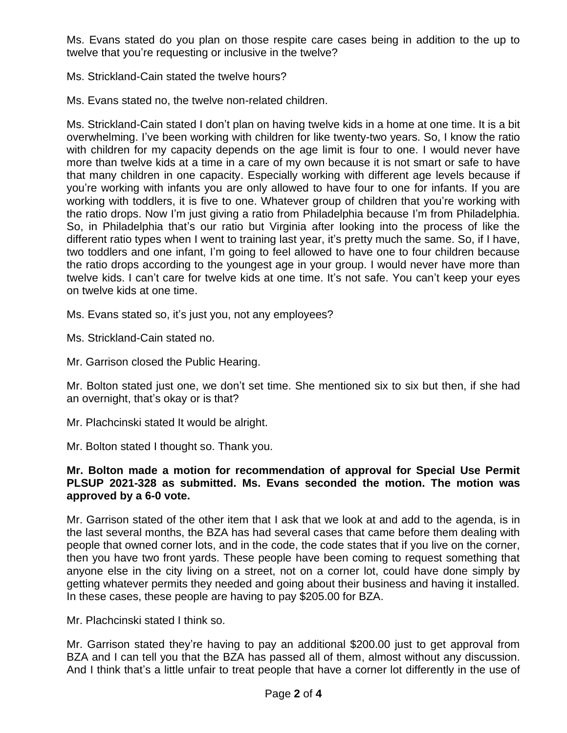Ms. Evans stated do you plan on those respite care cases being in addition to the up to twelve that you're requesting or inclusive in the twelve?

Ms. Strickland-Cain stated the twelve hours?

Ms. Evans stated no, the twelve non-related children.

Ms. Strickland-Cain stated I don't plan on having twelve kids in a home at one time. It is a bit overwhelming. I've been working with children for like twenty-two years. So, I know the ratio with children for my capacity depends on the age limit is four to one. I would never have more than twelve kids at a time in a care of my own because it is not smart or safe to have that many children in one capacity. Especially working with different age levels because if you're working with infants you are only allowed to have four to one for infants. If you are working with toddlers, it is five to one. Whatever group of children that you're working with the ratio drops. Now I'm just giving a ratio from Philadelphia because I'm from Philadelphia. So, in Philadelphia that's our ratio but Virginia after looking into the process of like the different ratio types when I went to training last year, it's pretty much the same. So, if I have, two toddlers and one infant, I'm going to feel allowed to have one to four children because the ratio drops according to the youngest age in your group. I would never have more than twelve kids. I can't care for twelve kids at one time. It's not safe. You can't keep your eyes on twelve kids at one time.

Ms. Evans stated so, it's just you, not any employees?

Ms. Strickland-Cain stated no.

Mr. Garrison closed the Public Hearing.

Mr. Bolton stated just one, we don't set time. She mentioned six to six but then, if she had an overnight, that's okay or is that?

Mr. Plachcinski stated It would be alright.

Mr. Bolton stated I thought so. Thank you.

**Mr. Bolton made a motion for recommendation of approval for Special Use Permit PLSUP 2021-328 as submitted. Ms. Evans seconded the motion. The motion was approved by a 6-0 vote.**

Mr. Garrison stated of the other item that I ask that we look at and add to the agenda, is in the last several months, the BZA has had several cases that came before them dealing with people that owned corner lots, and in the code, the code states that if you live on the corner, then you have two front yards. These people have been coming to request something that anyone else in the city living on a street, not on a corner lot, could have done simply by getting whatever permits they needed and going about their business and having it installed. In these cases, these people are having to pay $205.00 for BZA.

Mr. Plachcinski stated I think so.

Mr. Garrison stated they're having to pay an additional $200.00 just to get approval from BZA and I can tell you that the BZA has passed all of them, almost without any discussion. And I think that's a little unfair to treat people that have a corner lot differently in the use of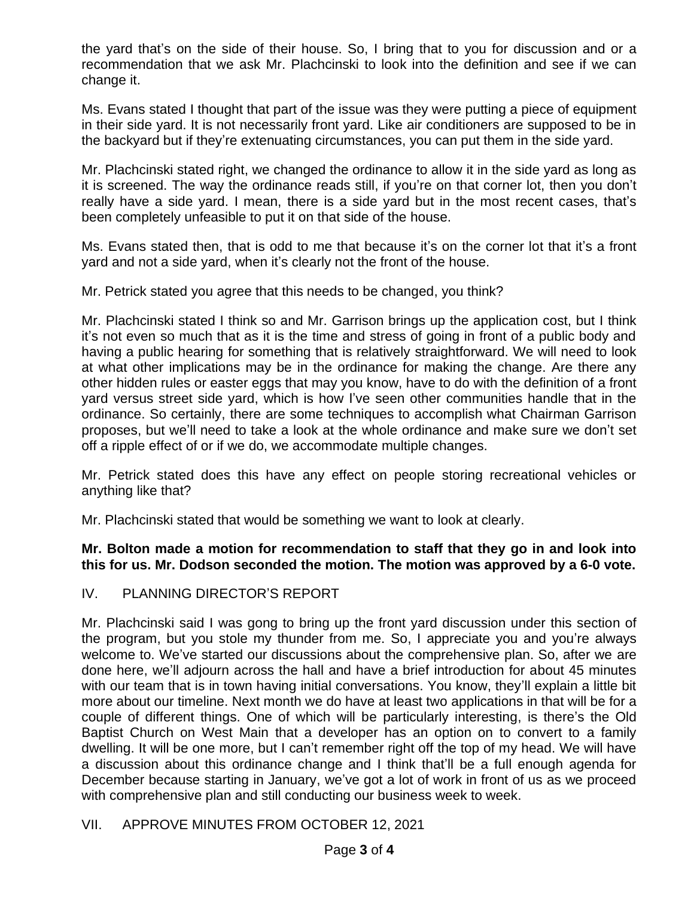the yard that's on the side of their house. So, I bring that to you for discussion and or a recommendation that we ask Mr. Plachcinski to look into the definition and see if we can change it.

Ms. Evans stated I thought that part of the issue was they were putting a piece of equipment in their side yard. It is not necessarily front yard. Like air conditioners are supposed to be in the backyard but if they're extenuating circumstances, you can put them in the side yard.

Mr. Plachcinski stated right, we changed the ordinance to allow it in the side yard as long as it is screened. The way the ordinance reads still, if you're on that corner lot, then you don't really have a side yard. I mean, there is a side yard but in the most recent cases, that's been completely unfeasible to put it on that side of the house.

Ms. Evans stated then, that is odd to me that because it's on the corner lot that it's a front yard and not a side yard, when it's clearly not the front of the house.

Mr. Petrick stated you agree that this needs to be changed, you think?

Mr. Plachcinski stated I think so and Mr. Garrison brings up the application cost, but I think it's not even so much that as it is the time and stress of going in front of a public body and having a public hearing for something that is relatively straightforward. We will need to look at what other implications may be in the ordinance for making the change. Are there any other hidden rules or easter eggs that may you know, have to do with the definition of a front yard versus street side yard, which is how I've seen other communities handle that in the ordinance. So certainly, there are some techniques to accomplish what Chairman Garrison proposes, but we'll need to take a look at the whole ordinance and make sure we don't set off a ripple effect of or if we do, we accommodate multiple changes.

Mr. Petrick stated does this have any effect on people storing recreational vehicles or anything like that?

Mr. Plachcinski stated that would be something we want to look at clearly.

**Mr. Bolton made a motion for recommendation to staff that they go in and look into this for us. Mr. Dodson seconded the motion. The motion was approved by a 6-0 vote.**

## IV. PLANNING DIRECTOR'S REPORT

Mr. Plachcinski said I was gong to bring up the front yard discussion under this section of the program, but you stole my thunder from me. So, I appreciate you and you're always welcome to. We've started our discussions about the comprehensive plan. So, after we are done here, we'll adjourn across the hall and have a brief introduction for about 45 minutes with our team that is in town having initial conversations. You know, they'll explain a little bit more about our timeline. Next month we do have at least two applications in that will be for a couple of different things. One of which will be particularly interesting, is there's the Old Baptist Church on West Main that a developer has an option on to convert to a family dwelling. It will be one more, but I can't remember right off the top of my head. We will have a discussion about this ordinance change and I think that'll be a full enough agenda for December because starting in January, we've got a lot of work in front of us as we proceed with comprehensive plan and still conducting our business week to week.

## VII. APPROVE MINUTES FROM OCTOBER 12, 2021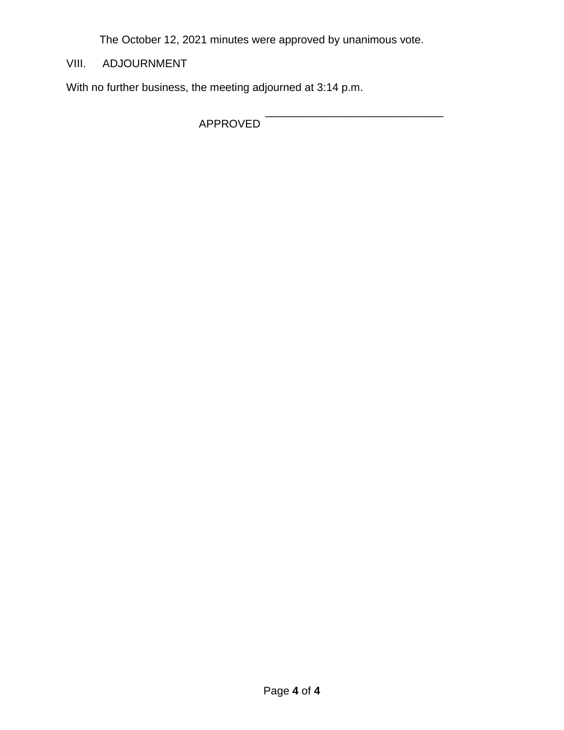The October 12, 2021 minutes were approved by unanimous vote.

## VIII. ADJOURNMENT

With no further business, the meeting adjourned at 3:14 p.m.

APPROVED ______________________________